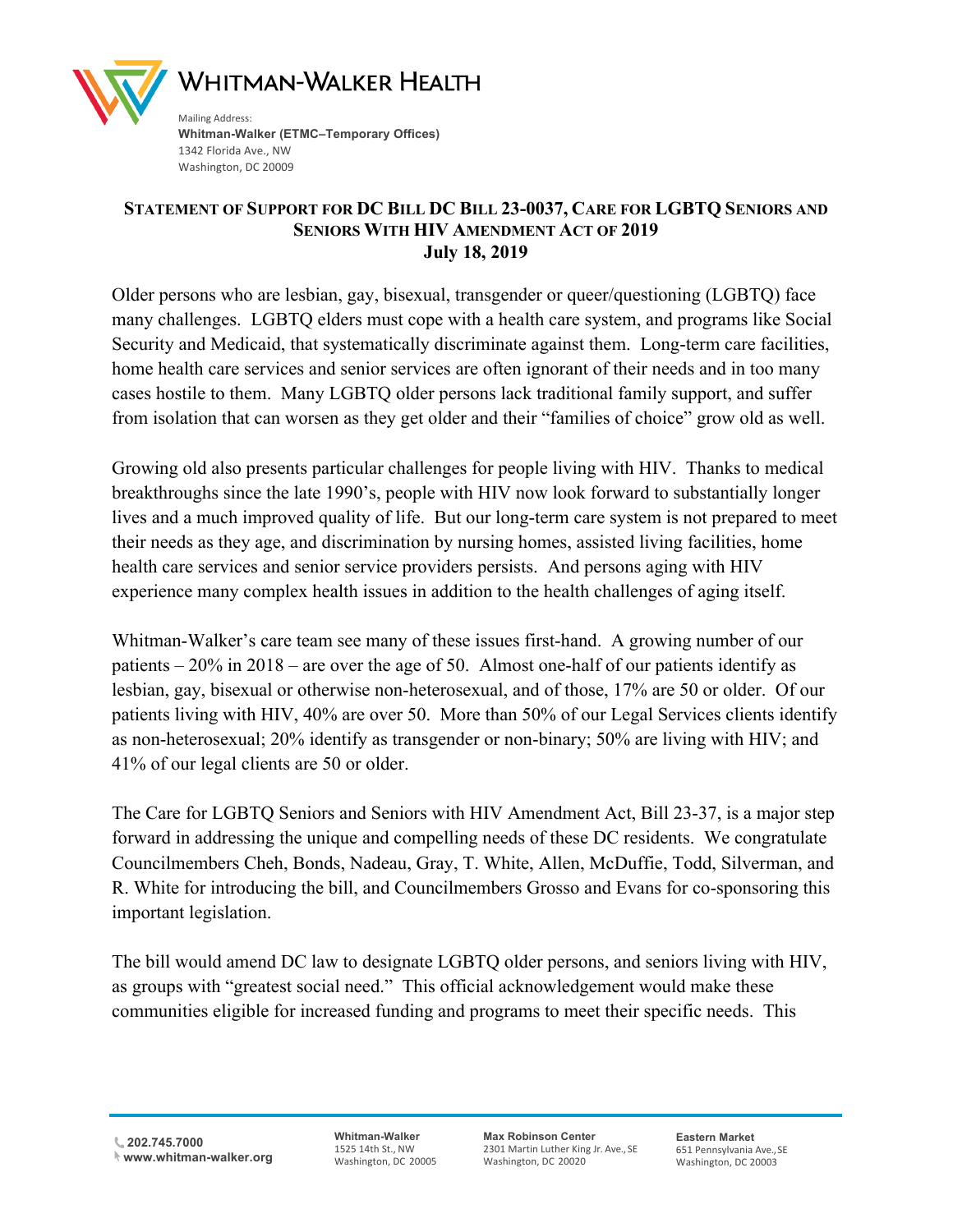# Whitman-Walker Health

Mailing Address:
**Whitman-Walker (ETMC–Temporary Offices)**
1342 Florida Ave., NW
Washington, DC 20009

## Statement of Support for DC Bill DC Bill 23-0037, Care for LGBTQ Seniors and Seniors With HIV Amendment Act of 2019

**July 18, 2019**

Older persons who are lesbian, gay, bisexual, transgender or queer/questioning (LGBTQ) face many challenges. LGBTQ elders must cope with a health care system, and programs like Social Security and Medicaid, that systematically discriminate against them. Long-term care facilities, home health care services and senior services are often ignorant of their needs and in too many cases hostile to them. Many LGBTQ older persons lack traditional family support, and suffer from isolation that can worsen as they get older and their "families of choice" grow old as well.

Growing old also presents particular challenges for people living with HIV. Thanks to medical breakthroughs since the late 1990's, people with HIV now look forward to substantially longer lives and a much improved quality of life. But our long-term care system is not prepared to meet their needs as they age, and discrimination by nursing homes, assisted living facilities, home health care services and senior service providers persists. And persons aging with HIV experience many complex health issues in addition to the health challenges of aging itself.

Whitman-Walker's care team see many of these issues first-hand. A growing number of our patients – 20% in 2018 – are over the age of 50. Almost one-half of our patients identify as lesbian, gay, bisexual or otherwise non-heterosexual, and of those, 17% are 50 or older. Of our patients living with HIV, 40% are over 50. More than 50% of our Legal Services clients identify as non-heterosexual; 20% identify as transgender or non-binary; 50% are living with HIV; and 41% of our legal clients are 50 or older.

The Care for LGBTQ Seniors and Seniors with HIV Amendment Act, Bill 23-37, is a major step forward in addressing the unique and compelling needs of these DC residents. We congratulate Councilmembers Cheh, Bonds, Nadeau, Gray, T. White, Allen, McDuffie, Todd, Silverman, and R. White for introducing the bill, and Councilmembers Grosso and Evans for co-sponsoring this important legislation.

The bill would amend DC law to designate LGBTQ older persons, and seniors living with HIV, as groups with "greatest social need." This official acknowledgement would make these communities eligible for increased funding and programs to meet their specific needs. This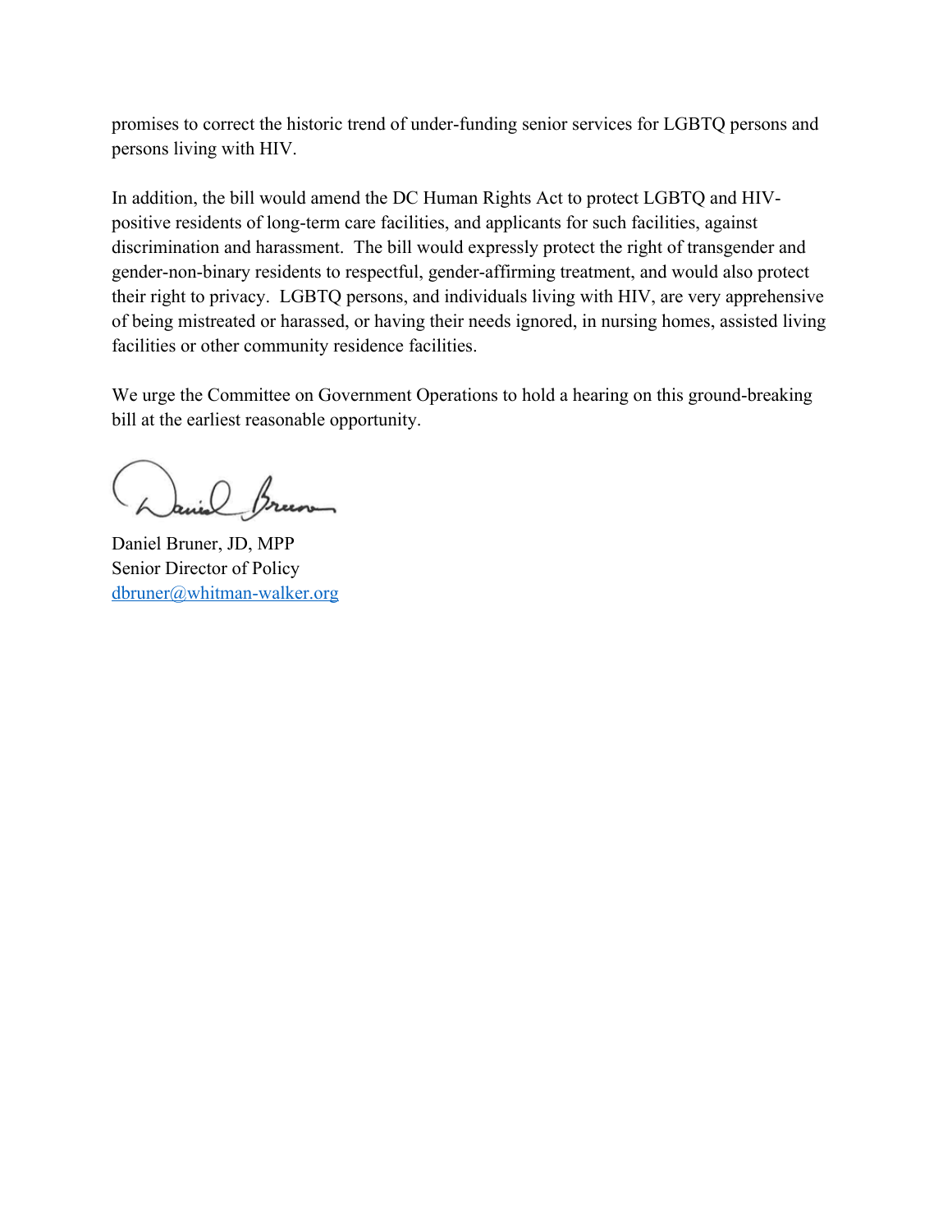promises to correct the historic trend of under-funding senior services for LGBTQ persons and persons living with HIV.

In addition, the bill would amend the DC Human Rights Act to protect LGBTQ and HIV-positive residents of long-term care facilities, and applicants for such facilities, against discrimination and harassment. The bill would expressly protect the right of transgender and gender-non-binary residents to respectful, gender-affirming treatment, and would also protect their right to privacy. LGBTQ persons, and individuals living with HIV, are very apprehensive of being mistreated or harassed, or having their needs ignored, in nursing homes, assisted living facilities or other community residence facilities.

We urge the Committee on Government Operations to hold a hearing on this ground-breaking bill at the earliest reasonable opportunity.

Daniel Bruner, JD, MPP
Senior Director of Policy
dbruner@whitman-walker.org